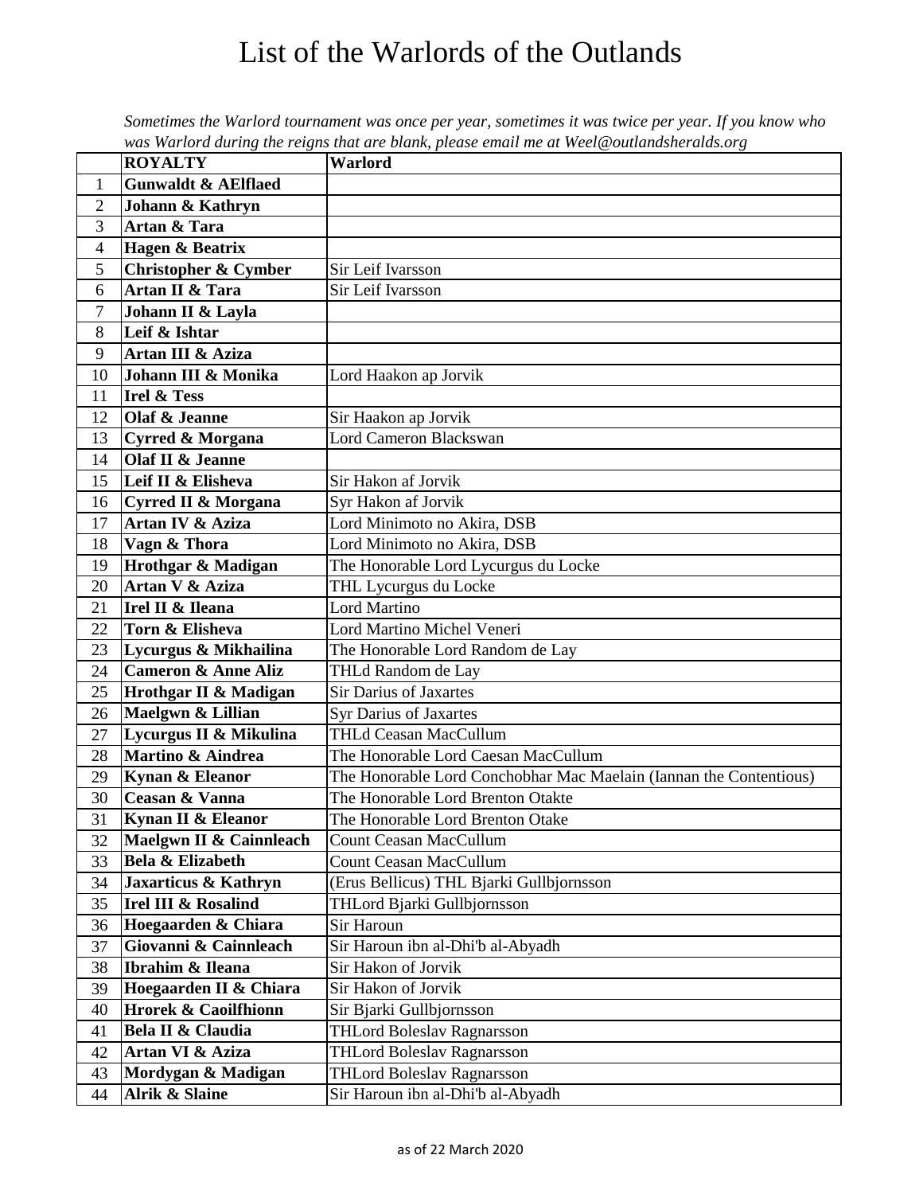# List of the Warlords of the Outlands

*Sometimes the Warlord tournament was once per year, sometimes it was twice per year. If you know who was Warlord during the reigns that are blank, please email me at Weel@outlandsheralds.org*

| | **ROYALTY** | **Warlord** |
|---|---|---|
| 1 | **Gunwaldt & AElflaed** | |
| 2 | **Johann & Kathryn** | |
| 3 | **Artan & Tara** | |
| 4 | **Hagen & Beatrix** | |
| 5 | **Christopher & Cymber** | Sir Leif Ivarsson |
| 6 | **Artan II & Tara** | Sir Leif Ivarsson |
| 7 | **Johann II & Layla** | |
| 8 | **Leif & Ishtar** | |
| 9 | **Artan III & Aziza** | |
| 10 | **Johann III & Monika** | Lord Haakon ap Jorvik |
| 11 | **Irel & Tess** | |
| 12 | **Olaf & Jeanne** | Sir Haakon ap Jorvik |
| 13 | **Cyrred & Morgana** | Lord Cameron Blackswan |
| 14 | **Olaf II & Jeanne** | |
| 15 | **Leif II & Elisheva** | Sir Hakon af Jorvik |
| 16 | **Cyrred II & Morgana** | Syr Hakon af Jorvik |
| 17 | **Artan IV & Aziza** | Lord Minimoto no Akira, DSB |
| 18 | **Vagn & Thora** | Lord Minimoto no Akira, DSB |
| 19 | **Hrothgar & Madigan** | The Honorable Lord Lycurgus du Locke |
| 20 | **Artan V & Aziza** | THL Lycurgus du Locke |
| 21 | **Irel II & Ileana** | Lord Martino |
| 22 | **Torn & Elisheva** | Lord Martino Michel Veneri |
| 23 | **Lycurgus & Mikhailina** | The Honorable Lord Random de Lay |
| 24 | **Cameron & Anne Aliz** | THLd Random de Lay |
| 25 | **Hrothgar II & Madigan** | Sir Darius of Jaxartes |
| 26 | **Maelgwn & Lillian** | Syr Darius of Jaxartes |
| 27 | **Lycurgus II & Mikulina** | THLd Ceasan MacCullum |
| 28 | **Martino & Aindrea** | The Honorable Lord Caesan MacCullum |
| 29 | **Kynan & Eleanor** | The Honorable Lord Conchobhar Mac Maelain (Iannan the Contentious) |
| 30 | **Ceasan & Vanna** | The Honorable Lord Brenton Otakte |
| 31 | **Kynan II & Eleanor** | The Honorable Lord Brenton Otake |
| 32 | **Maelgwn II & Cainnleach** | Count Ceasan MacCullum |
| 33 | **Bela & Elizabeth** | Count Ceasan MacCullum |
| 34 | **Jaxarticus & Kathryn** | (Erus Bellicus) THL Bjarki Gullbjornsson |
| 35 | **Irel III & Rosalind** | THLord Bjarki Gullbjornsson |
| 36 | **Hoegaarden & Chiara** | Sir Haroun |
| 37 | **Giovanni & Cainnleach** | Sir Haroun ibn al-Dhi'b al-Abyadh |
| 38 | **Ibrahim & Ileana** | Sir Hakon of Jorvik |
| 39 | **Hoegaarden II & Chiara** | Sir Hakon of Jorvik |
| 40 | **Hrorek & Caoilfhionn** | Sir Bjarki Gullbjornsson |
| 41 | **Bela II & Claudia** | THLord Boleslav Ragnarsson |
| 42 | **Artan VI & Aziza** | THLord Boleslav Ragnarsson |
| 43 | **Mordygan & Madigan** | THLord Boleslav Ragnarsson |
| 44 | **Alrik & Slaine** | Sir Haroun ibn al-Dhi'b al-Abyadh |

as of 22 March 2020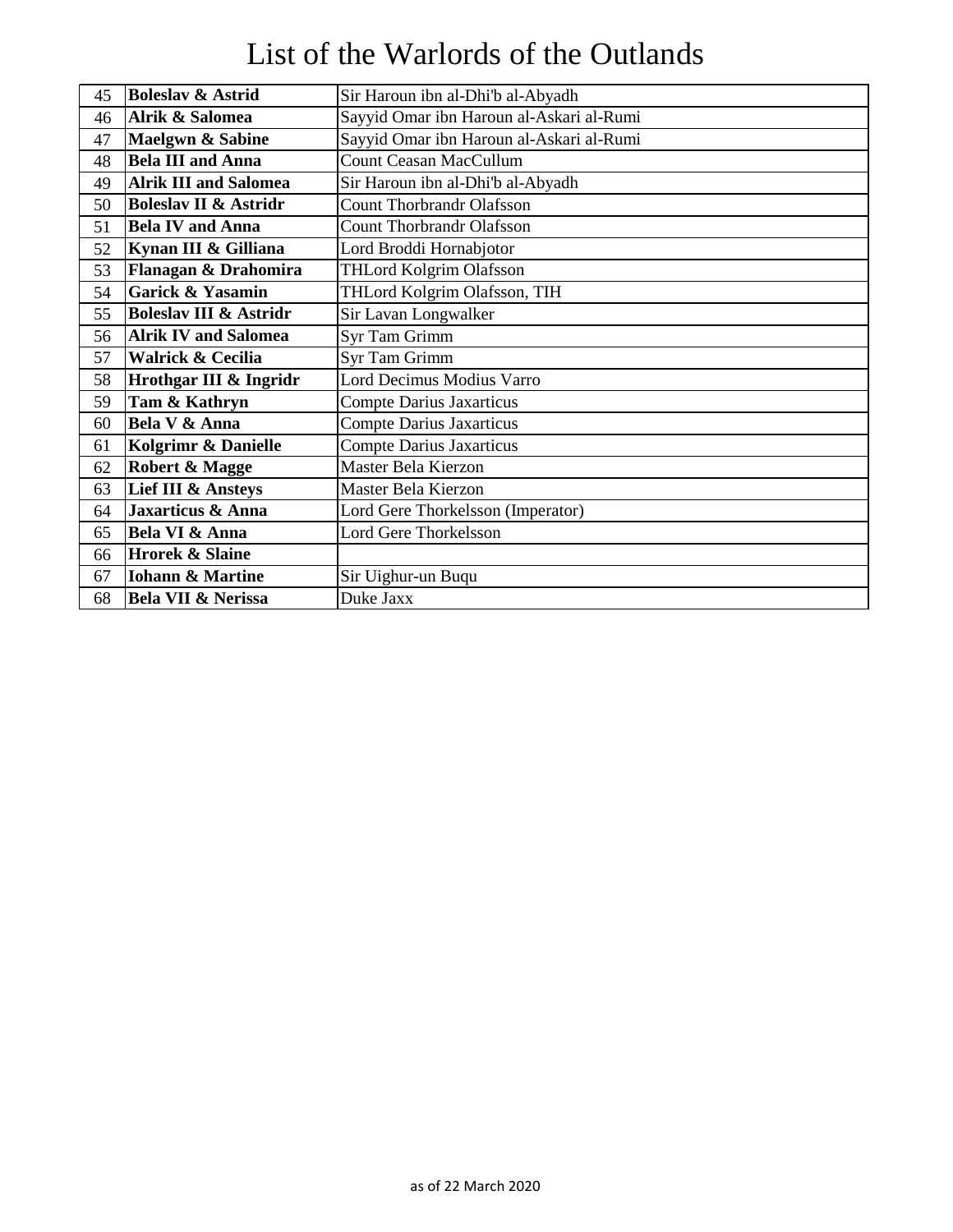# List of the Warlords of the Outlands

| | | |
|---|---|---|
| 45 | **Boleslav & Astrid** | Sir Haroun ibn al-Dhi'b al-Abyadh |
| 46 | **Alrik & Salomea** | Sayyid Omar ibn Haroun al-Askari al-Rumi |
| 47 | **Maelgwn & Sabine** | Sayyid Omar ibn Haroun al-Askari al-Rumi |
| 48 | **Bela III and Anna** | Count Ceasan MacCullum |
| 49 | **Alrik III and Salomea** | Sir Haroun ibn al-Dhi'b al-Abyadh |
| 50 | **Boleslav II & Astridr** | Count Thorbrandr Olafsson |
| 51 | **Bela IV and Anna** | Count Thorbrandr Olafsson |
| 52 | **Kynan III & Gilliana** | Lord Broddi Hornabjotor |
| 53 | **Flanagan & Drahomira** | THLord Kolgrim Olafsson |
| 54 | **Garick & Yasamin** | THLord Kolgrim Olafsson, TIH |
| 55 | **Boleslav III & Astridr** | Sir Lavan Longwalker |
| 56 | **Alrik IV and Salomea** | Syr Tam Grimm |
| 57 | **Walrick & Cecilia** | Syr Tam Grimm |
| 58 | **Hrothgar III & Ingridr** | Lord Decimus Modius Varro |
| 59 | **Tam & Kathryn** | Compte Darius Jaxarticus |
| 60 | **Bela V & Anna** | Compte Darius Jaxarticus |
| 61 | **Kolgrimr & Danielle** | Compte Darius Jaxarticus |
| 62 | **Robert & Magge** | Master Bela Kierzon |
| 63 | **Lief III & Ansteys** | Master Bela Kierzon |
| 64 | **Jaxarticus & Anna** | Lord Gere Thorkelsson (Imperator) |
| 65 | **Bela VI & Anna** | Lord Gere Thorkelsson |
| 66 | **Hrorek & Slaine** | |
| 67 | **Iohann & Martine** | Sir Uighur-un Buqu |
| 68 | **Bela VII & Nerissa** | Duke Jaxx |

as of 22 March 2020